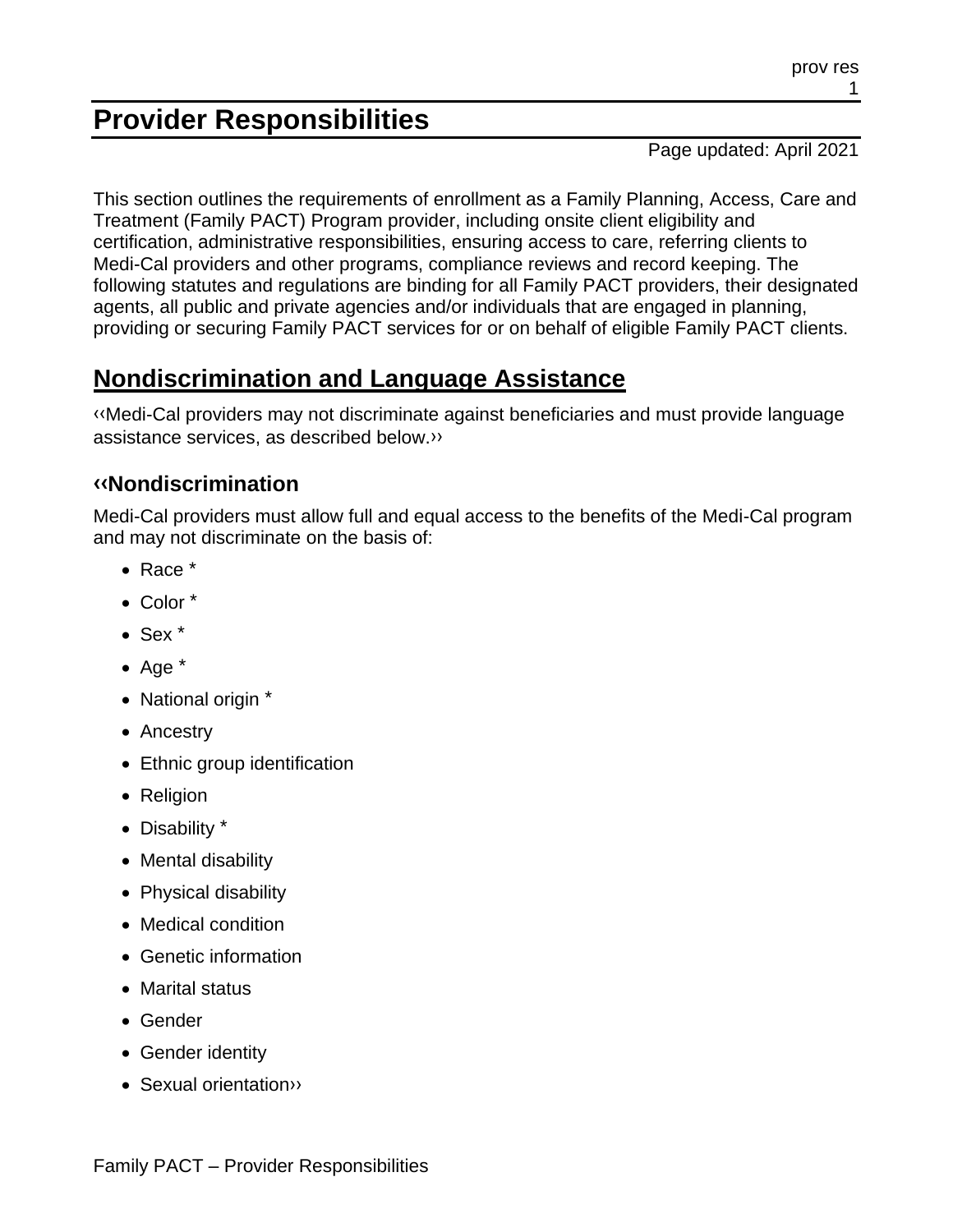# Provider Responsibilities

Page updated: April 2021

This section outlines the requirements of enrollment as a Family Planning, Access, Care and Treatment (Family PACT) Program provider, including onsite client eligibility and certification, administrative responsibilities, ensuring access to care, referring clients to Medi-Cal providers and other programs, compliance reviews and record keeping. The following statutes and regulations are binding for all Family PACT providers, their designated agents, all public and private agencies and/or individuals that are engaged in planning, providing or securing Family PACT services for or on behalf of eligible Family PACT clients.

## Nondiscrimination and Language Assistance

‹‹Medi-Cal providers may not discriminate against beneficiaries and must provide language assistance services, as described below.››

### ‹‹Nondiscrimination

Medi-Cal providers must allow full and equal access to the benefits of the Medi-Cal program and may not discriminate on the basis of:

- Race *
- Color *
- Sex *
- Age *
- National origin *
- Ancestry
- Ethnic group identification
- Religion
- Disability *
- Mental disability
- Physical disability
- Medical condition
- Genetic information
- Marital status
- Gender
- Gender identity
- Sexual orientation››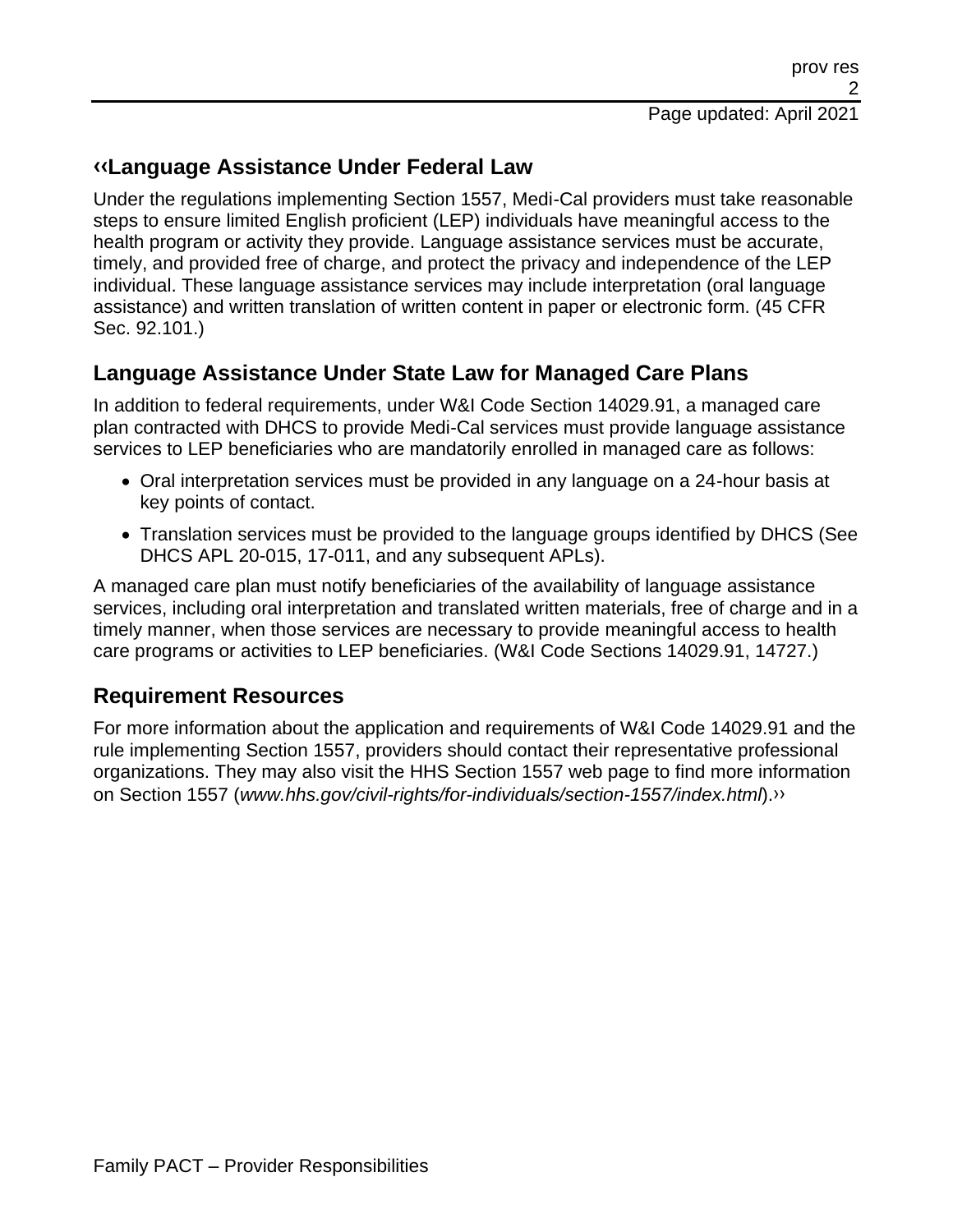## ‹‹Language Assistance Under Federal Law

Under the regulations implementing Section 1557, Medi-Cal providers must take reasonable steps to ensure limited English proficient (LEP) individuals have meaningful access to the health program or activity they provide. Language assistance services must be accurate, timely, and provided free of charge, and protect the privacy and independence of the LEP individual. These language assistance services may include interpretation (oral language assistance) and written translation of written content in paper or electronic form. (45 CFR Sec. 92.101.)

## Language Assistance Under State Law for Managed Care Plans

In addition to federal requirements, under W&I Code Section 14029.91, a managed care plan contracted with DHCS to provide Medi-Cal services must provide language assistance services to LEP beneficiaries who are mandatorily enrolled in managed care as follows:

- Oral interpretation services must be provided in any language on a 24-hour basis at key points of contact.
- Translation services must be provided to the language groups identified by DHCS (See DHCS APL 20-015, 17-011, and any subsequent APLs).

A managed care plan must notify beneficiaries of the availability of language assistance services, including oral interpretation and translated written materials, free of charge and in a timely manner, when those services are necessary to provide meaningful access to health care programs or activities to LEP beneficiaries. (W&I Code Sections 14029.91, 14727.)

## Requirement Resources

For more information about the application and requirements of W&I Code 14029.91 and the rule implementing Section 1557, providers should contact their representative professional organizations. They may also visit the HHS Section 1557 web page to find more information on Section 1557 (*www.hhs.gov/civil-rights/for-individuals/section-1557/index.html*).››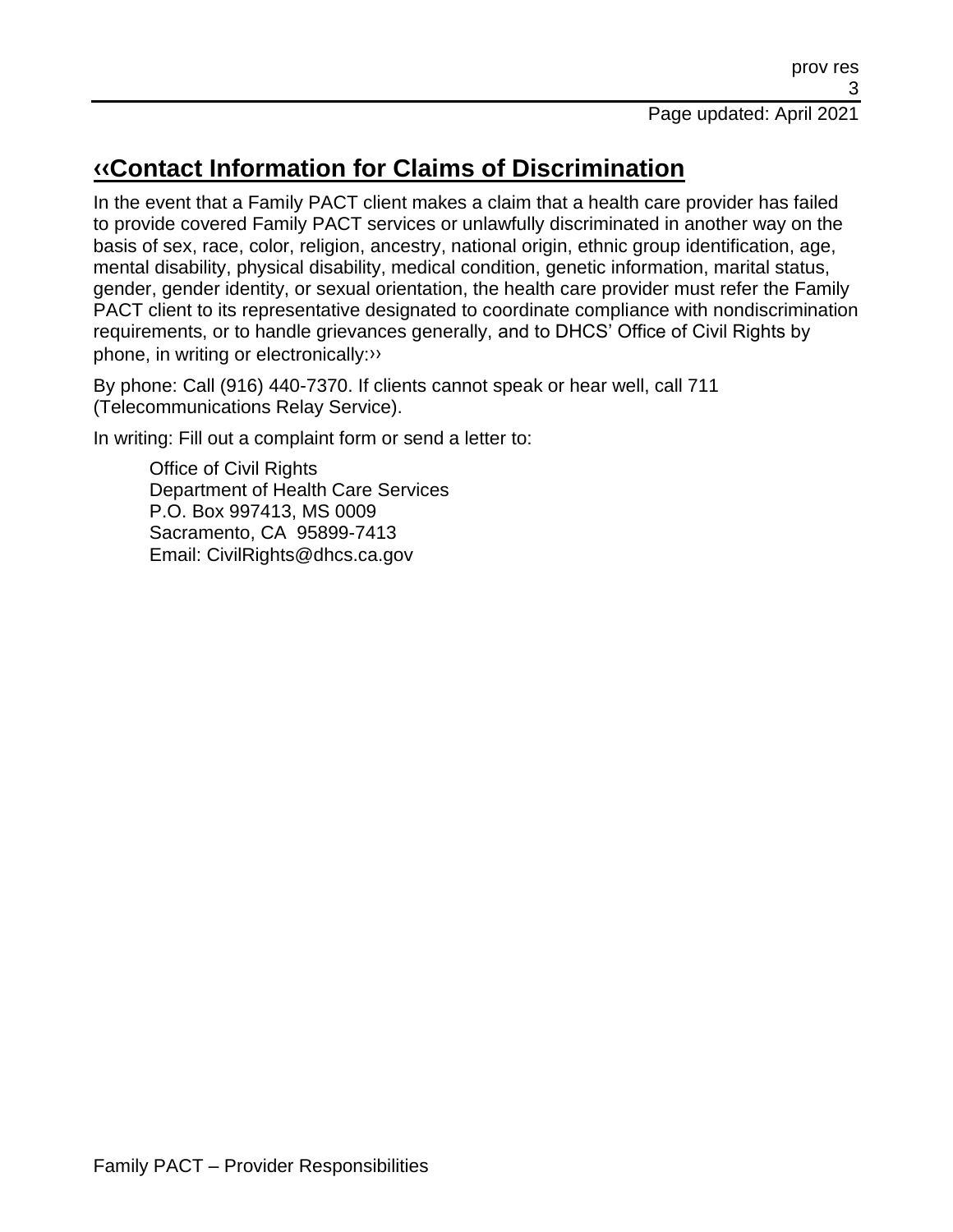## ‹‹Contact Information for Claims of Discrimination

In the event that a Family PACT client makes a claim that a health care provider has failed to provide covered Family PACT services or unlawfully discriminated in another way on the basis of sex, race, color, religion, ancestry, national origin, ethnic group identification, age, mental disability, physical disability, medical condition, genetic information, marital status, gender, gender identity, or sexual orientation, the health care provider must refer the Family PACT client to its representative designated to coordinate compliance with nondiscrimination requirements, or to handle grievances generally, and to DHCS' Office of Civil Rights by phone, in writing or electronically:››

By phone: Call (916) 440-7370. If clients cannot speak or hear well, call 711 (Telecommunications Relay Service).

In writing: Fill out a complaint form or send a letter to:

Office of Civil Rights
Department of Health Care Services
P.O. Box 997413, MS 0009
Sacramento, CA 95899-7413
Email: CivilRights@dhcs.ca.gov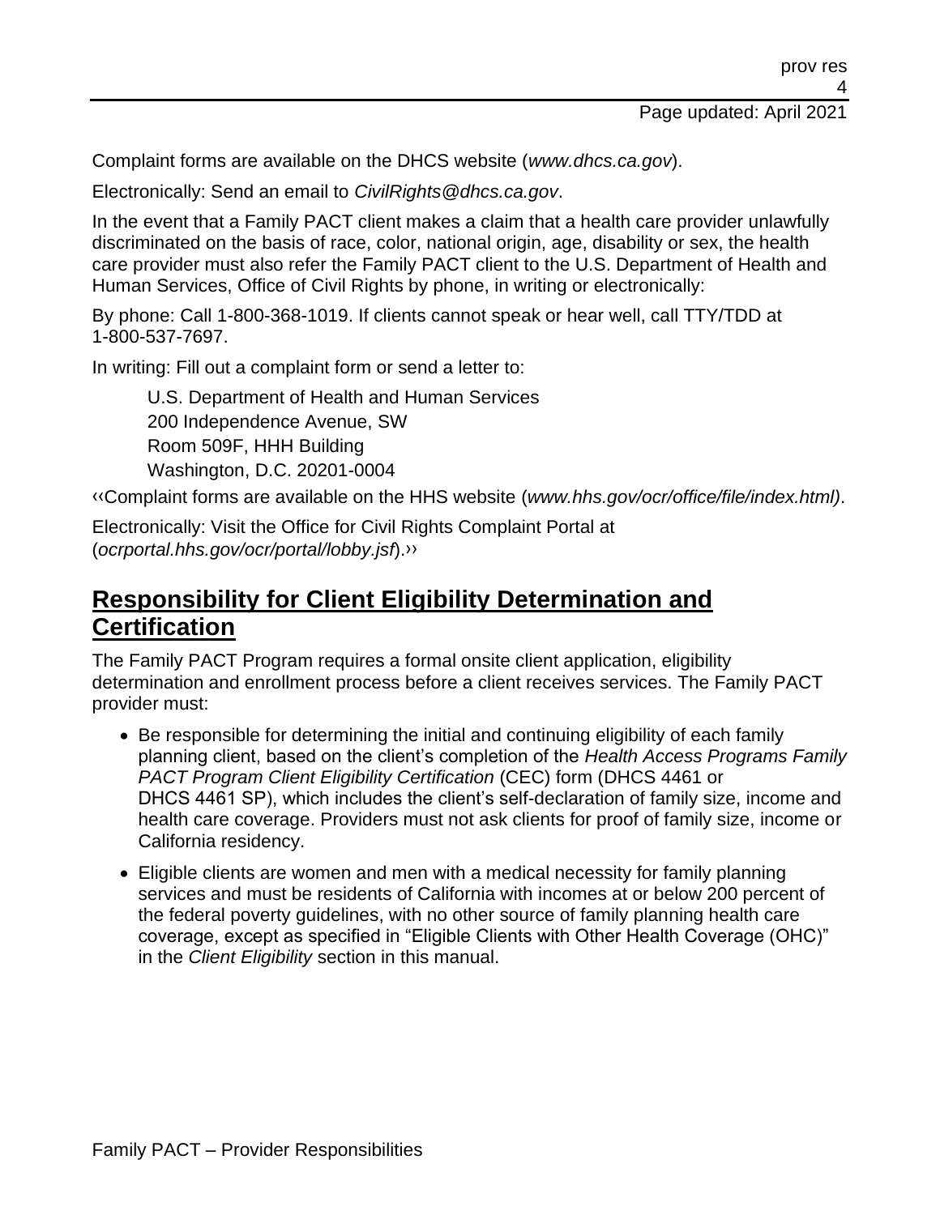Complaint forms are available on the DHCS website (*www.dhcs.ca.gov*).

Electronically: Send an email to *CivilRights@dhcs.ca.gov*.

In the event that a Family PACT client makes a claim that a health care provider unlawfully discriminated on the basis of race, color, national origin, age, disability or sex, the health care provider must also refer the Family PACT client to the U.S. Department of Health and Human Services, Office of Civil Rights by phone, in writing or electronically:

By phone: Call 1-800-368-1019. If clients cannot speak or hear well, call TTY/TDD at 1-800-537-7697.

In writing: Fill out a complaint form or send a letter to:

U.S. Department of Health and Human Services
200 Independence Avenue, SW
Room 509F, HHH Building
Washington, D.C. 20201-0004

‹‹Complaint forms are available on the HHS website (*www.hhs.gov/ocr/office/file/index.html)*.

Electronically: Visit the Office for Civil Rights Complaint Portal at (*ocrportal.hhs.gov/ocr/portal/lobby.jsf*).››

## Responsibility for Client Eligibility Determination and Certification

The Family PACT Program requires a formal onsite client application, eligibility determination and enrollment process before a client receives services. The Family PACT provider must:

- Be responsible for determining the initial and continuing eligibility of each family planning client, based on the client's completion of the *Health Access Programs Family PACT Program Client Eligibility Certification* (CEC) form (DHCS 4461 or DHCS 4461 SP), which includes the client's self-declaration of family size, income and health care coverage. Providers must not ask clients for proof of family size, income or California residency.
- Eligible clients are women and men with a medical necessity for family planning services and must be residents of California with incomes at or below 200 percent of the federal poverty guidelines, with no other source of family planning health care coverage, except as specified in "Eligible Clients with Other Health Coverage (OHC)" in the *Client Eligibility* section in this manual.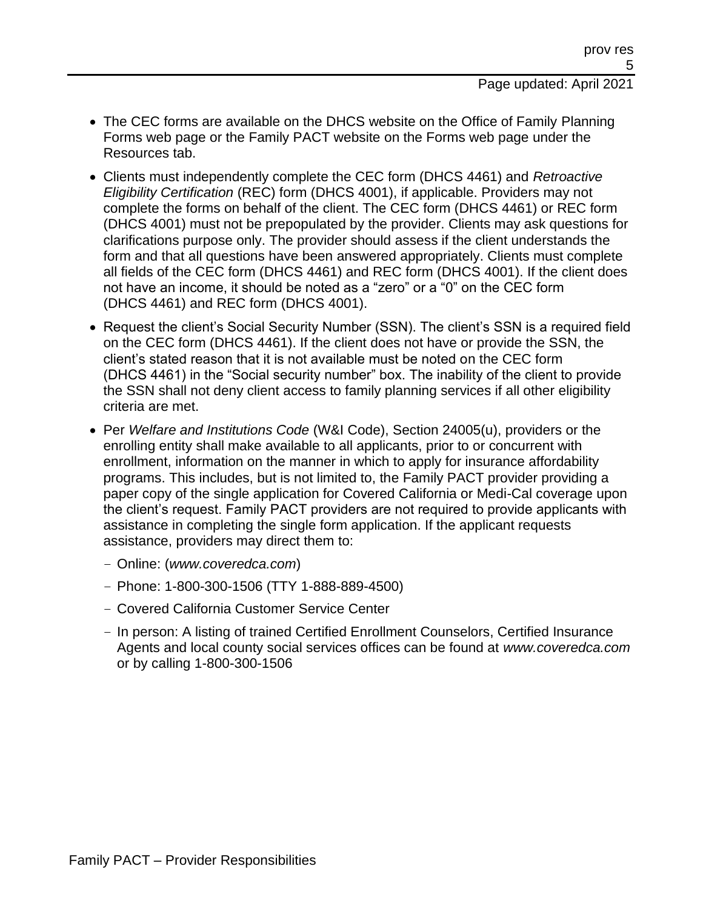- The CEC forms are available on the DHCS website on the Office of Family Planning Forms web page or the Family PACT website on the Forms web page under the Resources tab.
- Clients must independently complete the CEC form (DHCS 4461) and *Retroactive Eligibility Certification* (REC) form (DHCS 4001), if applicable. Providers may not complete the forms on behalf of the client. The CEC form (DHCS 4461) or REC form (DHCS 4001) must not be prepopulated by the provider. Clients may ask questions for clarifications purpose only. The provider should assess if the client understands the form and that all questions have been answered appropriately. Clients must complete all fields of the CEC form (DHCS 4461) and REC form (DHCS 4001). If the client does not have an income, it should be noted as a "zero" or a "0" on the CEC form (DHCS 4461) and REC form (DHCS 4001).
- Request the client's Social Security Number (SSN). The client's SSN is a required field on the CEC form (DHCS 4461). If the client does not have or provide the SSN, the client's stated reason that it is not available must be noted on the CEC form (DHCS 4461) in the "Social security number" box. The inability of the client to provide the SSN shall not deny client access to family planning services if all other eligibility criteria are met.
- Per *Welfare and Institutions Code* (W&I Code), Section 24005(u), providers or the enrolling entity shall make available to all applicants, prior to or concurrent with enrollment, information on the manner in which to apply for insurance affordability programs. This includes, but is not limited to, the Family PACT provider providing a paper copy of the single application for Covered California or Medi-Cal coverage upon the client's request. Family PACT providers are not required to provide applicants with assistance in completing the single form application. If the applicant requests assistance, providers may direct them to:
  - Online: (*www.coveredca.com*)
  - Phone: 1-800-300-1506 (TTY 1-888-889-4500)
  - Covered California Customer Service Center
  - In person: A listing of trained Certified Enrollment Counselors, Certified Insurance Agents and local county social services offices can be found at *www.coveredca.com* or by calling 1-800-300-1506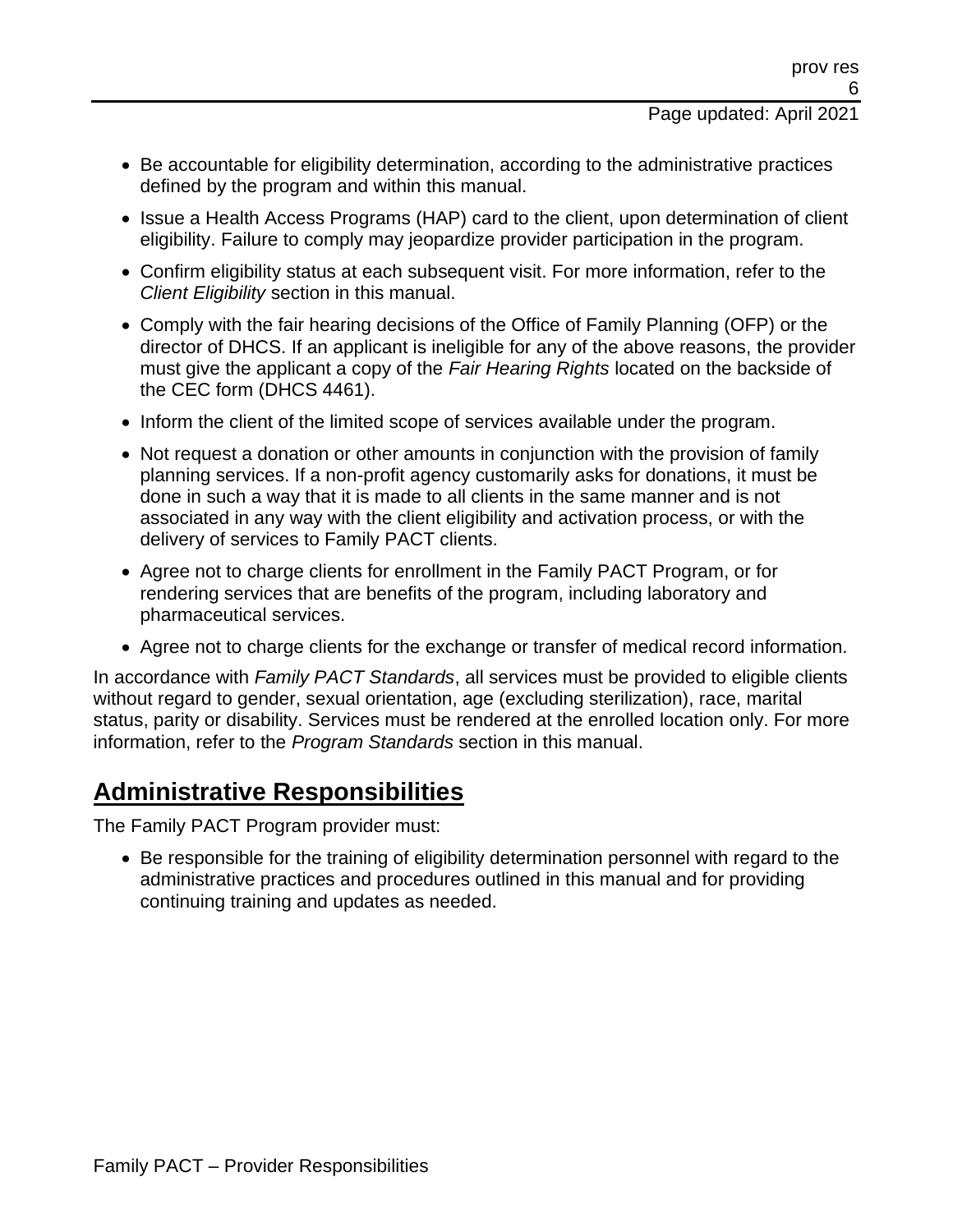- Be accountable for eligibility determination, according to the administrative practices defined by the program and within this manual.
- Issue a Health Access Programs (HAP) card to the client, upon determination of client eligibility. Failure to comply may jeopardize provider participation in the program.
- Confirm eligibility status at each subsequent visit. For more information, refer to the *Client Eligibility* section in this manual.
- Comply with the fair hearing decisions of the Office of Family Planning (OFP) or the director of DHCS. If an applicant is ineligible for any of the above reasons, the provider must give the applicant a copy of the *Fair Hearing Rights* located on the backside of the CEC form (DHCS 4461).
- Inform the client of the limited scope of services available under the program.
- Not request a donation or other amounts in conjunction with the provision of family planning services. If a non-profit agency customarily asks for donations, it must be done in such a way that it is made to all clients in the same manner and is not associated in any way with the client eligibility and activation process, or with the delivery of services to Family PACT clients.
- Agree not to charge clients for enrollment in the Family PACT Program, or for rendering services that are benefits of the program, including laboratory and pharmaceutical services.
- Agree not to charge clients for the exchange or transfer of medical record information.

In accordance with *Family PACT Standards*, all services must be provided to eligible clients without regard to gender, sexual orientation, age (excluding sterilization), race, marital status, parity or disability. Services must be rendered at the enrolled location only. For more information, refer to the *Program Standards* section in this manual.

## Administrative Responsibilities

The Family PACT Program provider must:

- Be responsible for the training of eligibility determination personnel with regard to the administrative practices and procedures outlined in this manual and for providing continuing training and updates as needed.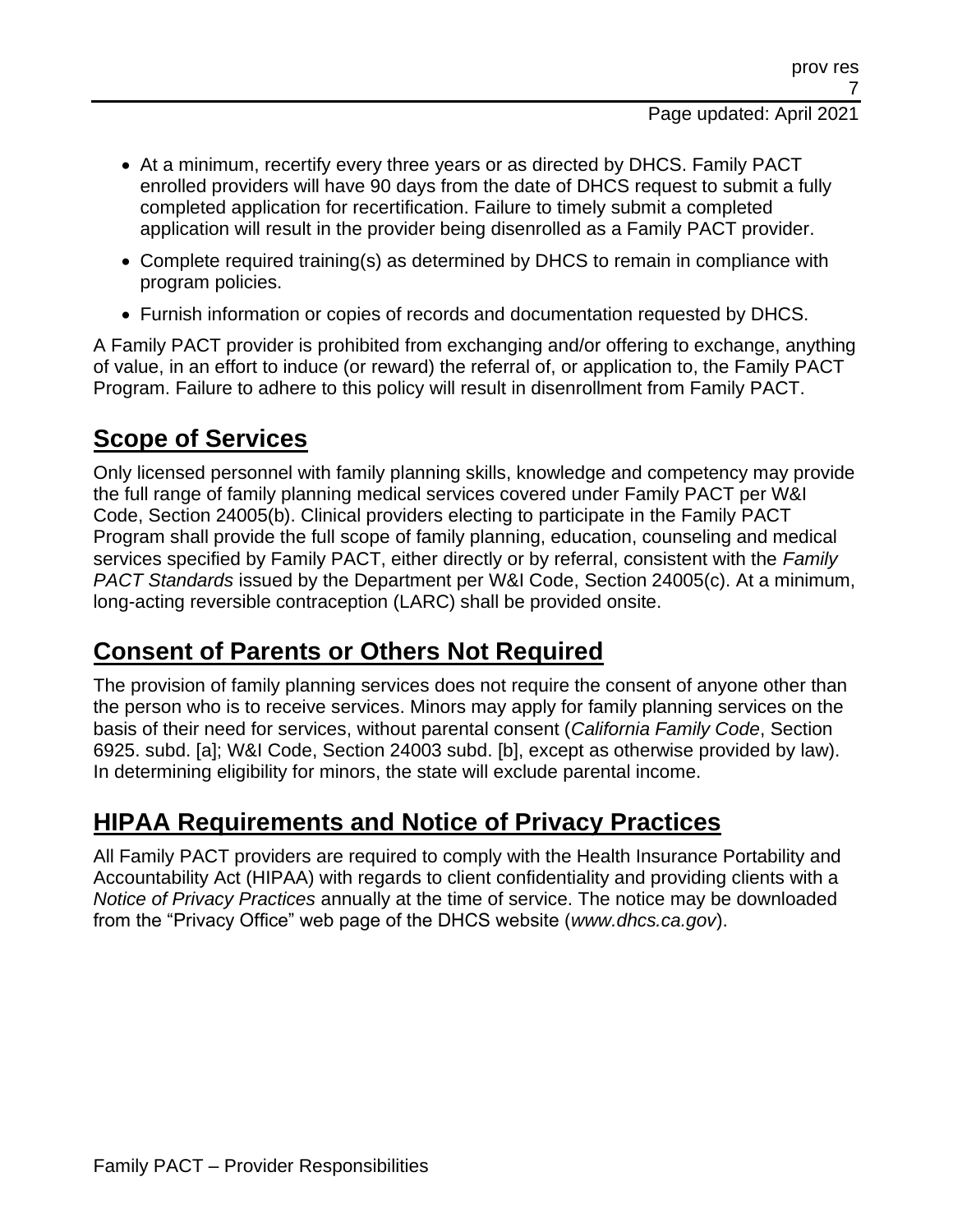- At a minimum, recertify every three years or as directed by DHCS. Family PACT enrolled providers will have 90 days from the date of DHCS request to submit a fully completed application for recertification. Failure to timely submit a completed application will result in the provider being disenrolled as a Family PACT provider.
- Complete required training(s) as determined by DHCS to remain in compliance with program policies.
- Furnish information or copies of records and documentation requested by DHCS.

A Family PACT provider is prohibited from exchanging and/or offering to exchange, anything of value, in an effort to induce (or reward) the referral of, or application to, the Family PACT Program. Failure to adhere to this policy will result in disenrollment from Family PACT.

## Scope of Services

Only licensed personnel with family planning skills, knowledge and competency may provide the full range of family planning medical services covered under Family PACT per W&I Code, Section 24005(b). Clinical providers electing to participate in the Family PACT Program shall provide the full scope of family planning, education, counseling and medical services specified by Family PACT, either directly or by referral, consistent with the *Family PACT Standards* issued by the Department per W&I Code, Section 24005(c). At a minimum, long-acting reversible contraception (LARC) shall be provided onsite.

## Consent of Parents or Others Not Required

The provision of family planning services does not require the consent of anyone other than the person who is to receive services. Minors may apply for family planning services on the basis of their need for services, without parental consent (*California Family Code*, Section 6925. subd. [a]; W&I Code, Section 24003 subd. [b], except as otherwise provided by law). In determining eligibility for minors, the state will exclude parental income.

## HIPAA Requirements and Notice of Privacy Practices

All Family PACT providers are required to comply with the Health Insurance Portability and Accountability Act (HIPAA) with regards to client confidentiality and providing clients with a *Notice of Privacy Practices* annually at the time of service. The notice may be downloaded from the "Privacy Office" web page of the DHCS website (*www.dhcs.ca.gov*).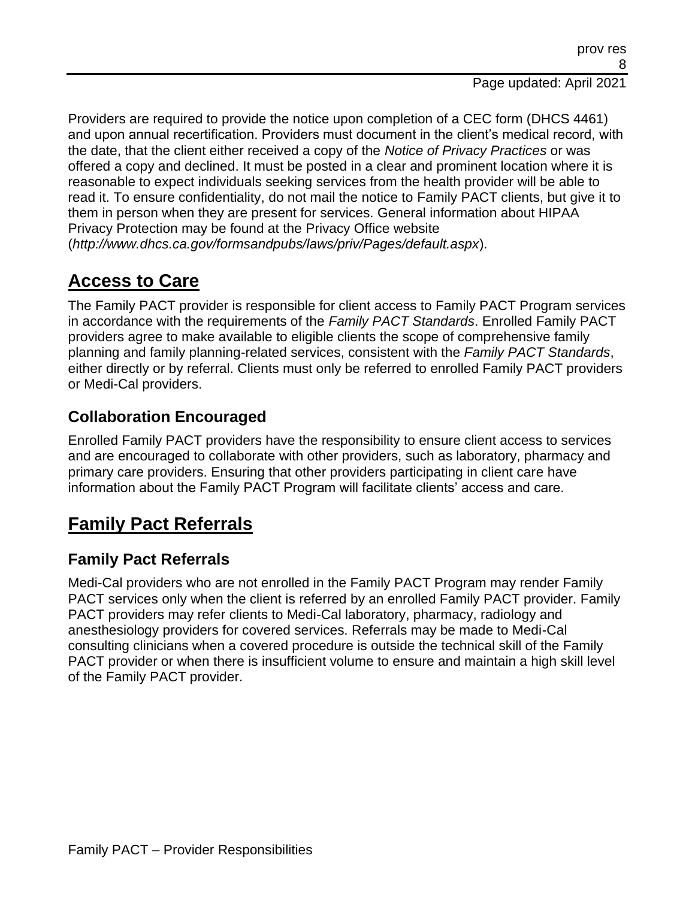Providers are required to provide the notice upon completion of a CEC form (DHCS 4461) and upon annual recertification. Providers must document in the client's medical record, with the date, that the client either received a copy of the *Notice of Privacy Practices* or was offered a copy and declined. It must be posted in a clear and prominent location where it is reasonable to expect individuals seeking services from the health provider will be able to read it. To ensure confidentiality, do not mail the notice to Family PACT clients, but give it to them in person when they are present for services. General information about HIPAA Privacy Protection may be found at the Privacy Office website (*http://www.dhcs.ca.gov/formsandpubs/laws/priv/Pages/default.aspx*).

## Access to Care

The Family PACT provider is responsible for client access to Family PACT Program services in accordance with the requirements of the *Family PACT Standards*. Enrolled Family PACT providers agree to make available to eligible clients the scope of comprehensive family planning and family planning-related services, consistent with the *Family PACT Standards*, either directly or by referral. Clients must only be referred to enrolled Family PACT providers or Medi-Cal providers.

### Collaboration Encouraged

Enrolled Family PACT providers have the responsibility to ensure client access to services and are encouraged to collaborate with other providers, such as laboratory, pharmacy and primary care providers. Ensuring that other providers participating in client care have information about the Family PACT Program will facilitate clients' access and care.

## Family Pact Referrals

### Family Pact Referrals

Medi-Cal providers who are not enrolled in the Family PACT Program may render Family PACT services only when the client is referred by an enrolled Family PACT provider. Family PACT providers may refer clients to Medi-Cal laboratory, pharmacy, radiology and anesthesiology providers for covered services. Referrals may be made to Medi-Cal consulting clinicians when a covered procedure is outside the technical skill of the Family PACT provider or when there is insufficient volume to ensure and maintain a high skill level of the Family PACT provider.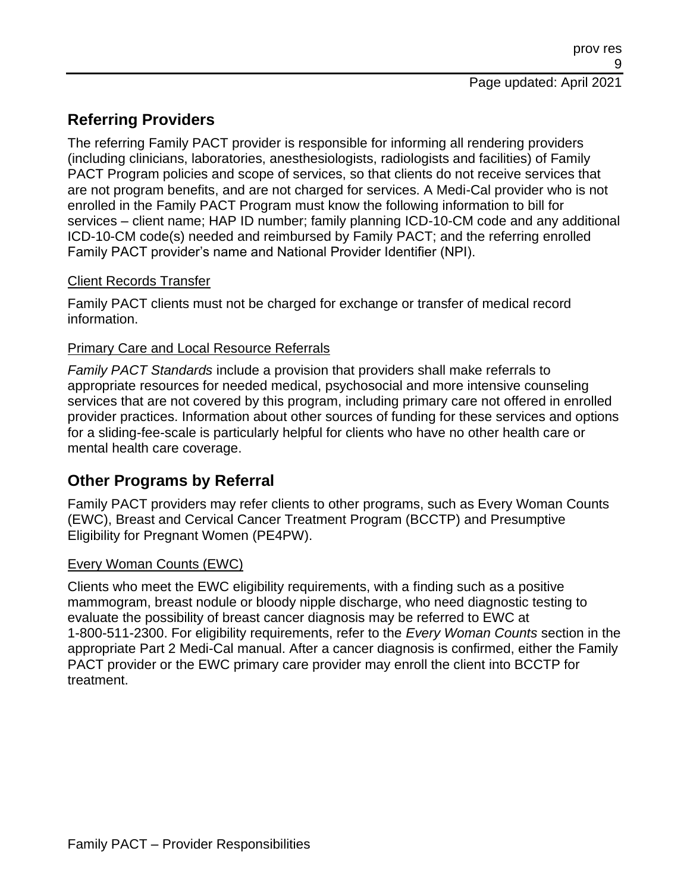## Referring Providers

The referring Family PACT provider is responsible for informing all rendering providers (including clinicians, laboratories, anesthesiologists, radiologists and facilities) of Family PACT Program policies and scope of services, so that clients do not receive services that are not program benefits, and are not charged for services. A Medi-Cal provider who is not enrolled in the Family PACT Program must know the following information to bill for services – client name; HAP ID number; family planning ICD-10-CM code and any additional ICD-10-CM code(s) needed and reimbursed by Family PACT; and the referring enrolled Family PACT provider's name and National Provider Identifier (NPI).

### Client Records Transfer

Family PACT clients must not be charged for exchange or transfer of medical record information.

### Primary Care and Local Resource Referrals

*Family PACT Standards* include a provision that providers shall make referrals to appropriate resources for needed medical, psychosocial and more intensive counseling services that are not covered by this program, including primary care not offered in enrolled provider practices. Information about other sources of funding for these services and options for a sliding-fee-scale is particularly helpful for clients who have no other health care or mental health care coverage.

## Other Programs by Referral

Family PACT providers may refer clients to other programs, such as Every Woman Counts (EWC), Breast and Cervical Cancer Treatment Program (BCCTP) and Presumptive Eligibility for Pregnant Women (PE4PW).

### Every Woman Counts (EWC)

Clients who meet the EWC eligibility requirements, with a finding such as a positive mammogram, breast nodule or bloody nipple discharge, who need diagnostic testing to evaluate the possibility of breast cancer diagnosis may be referred to EWC at 1-800-511-2300. For eligibility requirements, refer to the *Every Woman Counts* section in the appropriate Part 2 Medi-Cal manual. After a cancer diagnosis is confirmed, either the Family PACT provider or the EWC primary care provider may enroll the client into BCCTP for treatment.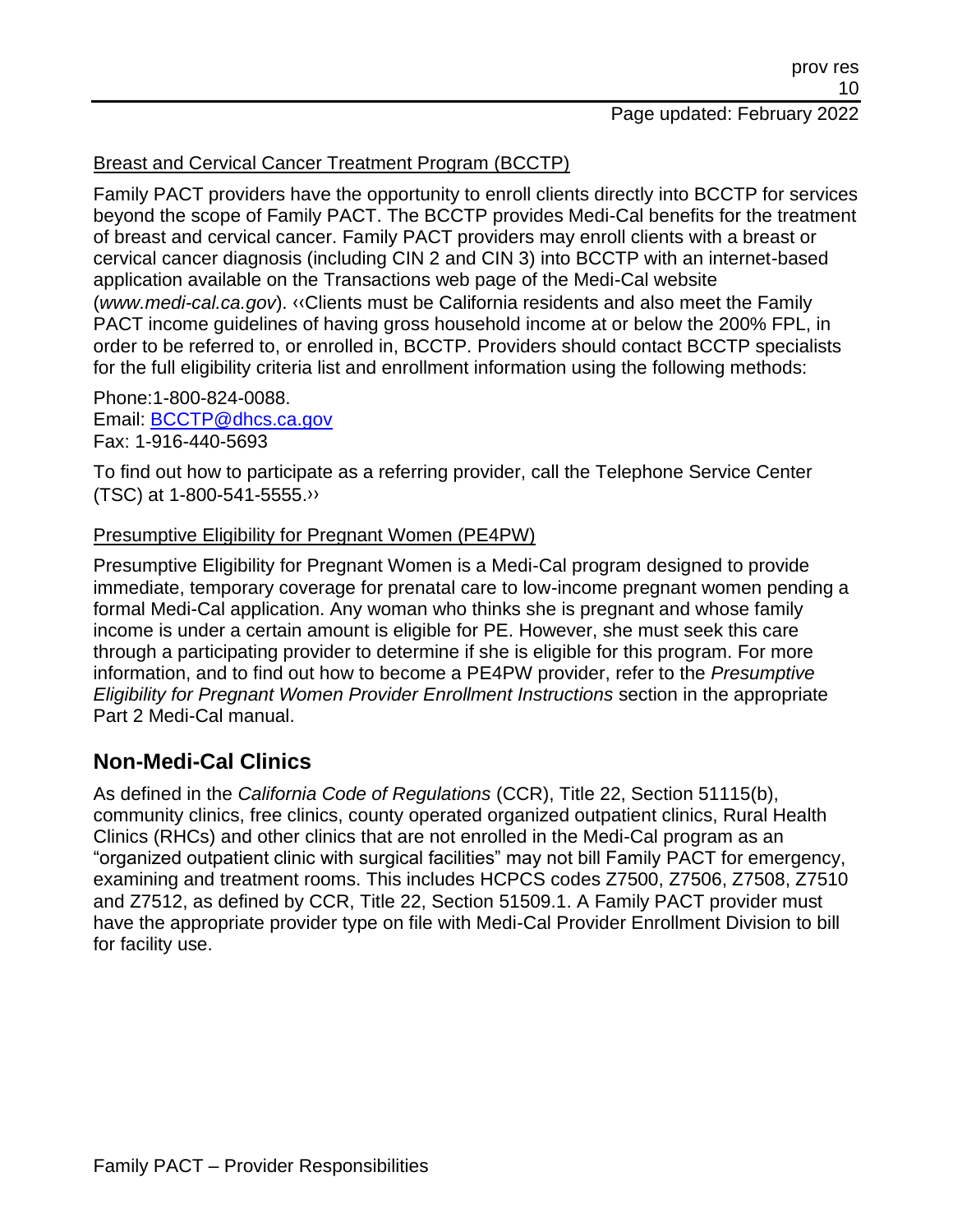Breast and Cervical Cancer Treatment Program (BCCTP)

Family PACT providers have the opportunity to enroll clients directly into BCCTP for services beyond the scope of Family PACT. The BCCTP provides Medi-Cal benefits for the treatment of breast and cervical cancer. Family PACT providers may enroll clients with a breast or cervical cancer diagnosis (including CIN 2 and CIN 3) into BCCTP with an internet-based application available on the Transactions web page of the Medi-Cal website (*www.medi-cal.ca.gov*). ‹‹Clients must be California residents and also meet the Family PACT income guidelines of having gross household income at or below the 200% FPL, in order to be referred to, or enrolled in, BCCTP. Providers should contact BCCTP specialists for the full eligibility criteria list and enrollment information using the following methods:

Phone:1-800-824-0088.
Email: BCCTP@dhcs.ca.gov
Fax: 1-916-440-5693

To find out how to participate as a referring provider, call the Telephone Service Center (TSC) at 1-800-541-5555.››

Presumptive Eligibility for Pregnant Women (PE4PW)

Presumptive Eligibility for Pregnant Women is a Medi-Cal program designed to provide immediate, temporary coverage for prenatal care to low-income pregnant women pending a formal Medi-Cal application. Any woman who thinks she is pregnant and whose family income is under a certain amount is eligible for PE. However, she must seek this care through a participating provider to determine if she is eligible for this program. For more information, and to find out how to become a PE4PW provider, refer to the *Presumptive Eligibility for Pregnant Women Provider Enrollment Instructions* section in the appropriate Part 2 Medi-Cal manual.

## Non-Medi-Cal Clinics

As defined in the *California Code of Regulations* (CCR), Title 22, Section 51115(b), community clinics, free clinics, county operated organized outpatient clinics, Rural Health Clinics (RHCs) and other clinics that are not enrolled in the Medi-Cal program as an "organized outpatient clinic with surgical facilities" may not bill Family PACT for emergency, examining and treatment rooms. This includes HCPCS codes Z7500, Z7506, Z7508, Z7510 and Z7512, as defined by CCR, Title 22, Section 51509.1. A Family PACT provider must have the appropriate provider type on file with Medi-Cal Provider Enrollment Division to bill for facility use.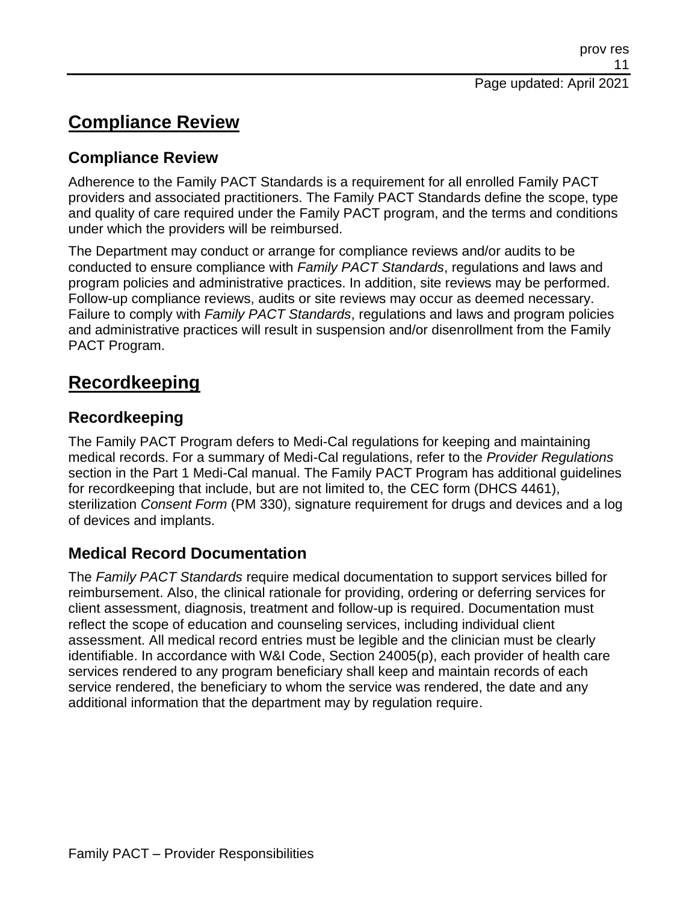# Compliance Review

## Compliance Review

Adherence to the Family PACT Standards is a requirement for all enrolled Family PACT providers and associated practitioners. The Family PACT Standards define the scope, type and quality of care required under the Family PACT program, and the terms and conditions under which the providers will be reimbursed.

The Department may conduct or arrange for compliance reviews and/or audits to be conducted to ensure compliance with *Family PACT Standards*, regulations and laws and program policies and administrative practices. In addition, site reviews may be performed. Follow-up compliance reviews, audits or site reviews may occur as deemed necessary. Failure to comply with *Family PACT Standards*, regulations and laws and program policies and administrative practices will result in suspension and/or disenrollment from the Family PACT Program.

# Recordkeeping

## Recordkeeping

The Family PACT Program defers to Medi-Cal regulations for keeping and maintaining medical records. For a summary of Medi-Cal regulations, refer to the *Provider Regulations* section in the Part 1 Medi-Cal manual. The Family PACT Program has additional guidelines for recordkeeping that include, but are not limited to, the CEC form (DHCS 4461), sterilization *Consent Form* (PM 330), signature requirement for drugs and devices and a log of devices and implants.

## Medical Record Documentation

The *Family PACT Standards* require medical documentation to support services billed for reimbursement. Also, the clinical rationale for providing, ordering or deferring services for client assessment, diagnosis, treatment and follow-up is required. Documentation must reflect the scope of education and counseling services, including individual client assessment. All medical record entries must be legible and the clinician must be clearly identifiable. In accordance with W&I Code, Section 24005(p), each provider of health care services rendered to any program beneficiary shall keep and maintain records of each service rendered, the beneficiary to whom the service was rendered, the date and any additional information that the department may by regulation require.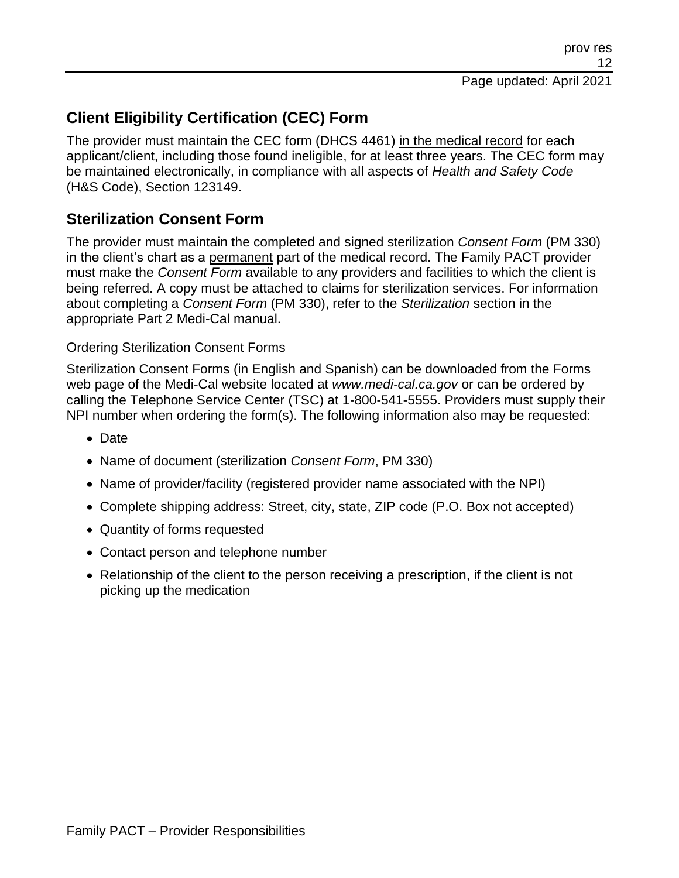## Client Eligibility Certification (CEC) Form

The provider must maintain the CEC form (DHCS 4461) in the medical record for each applicant/client, including those found ineligible, for at least three years. The CEC form may be maintained electronically, in compliance with all aspects of *Health and Safety Code* (H&S Code), Section 123149.

## Sterilization Consent Form

The provider must maintain the completed and signed sterilization *Consent Form* (PM 330) in the client's chart as a permanent part of the medical record. The Family PACT provider must make the *Consent Form* available to any providers and facilities to which the client is being referred. A copy must be attached to claims for sterilization services. For information about completing a *Consent Form* (PM 330), refer to the *Sterilization* section in the appropriate Part 2 Medi-Cal manual.

### Ordering Sterilization Consent Forms

Sterilization Consent Forms (in English and Spanish) can be downloaded from the Forms web page of the Medi-Cal website located at *www.medi-cal.ca.gov* or can be ordered by calling the Telephone Service Center (TSC) at 1-800-541-5555. Providers must supply their NPI number when ordering the form(s). The following information also may be requested:

- Date
- Name of document (sterilization *Consent Form*, PM 330)
- Name of provider/facility (registered provider name associated with the NPI)
- Complete shipping address: Street, city, state, ZIP code (P.O. Box not accepted)
- Quantity of forms requested
- Contact person and telephone number
- Relationship of the client to the person receiving a prescription, if the client is not picking up the medication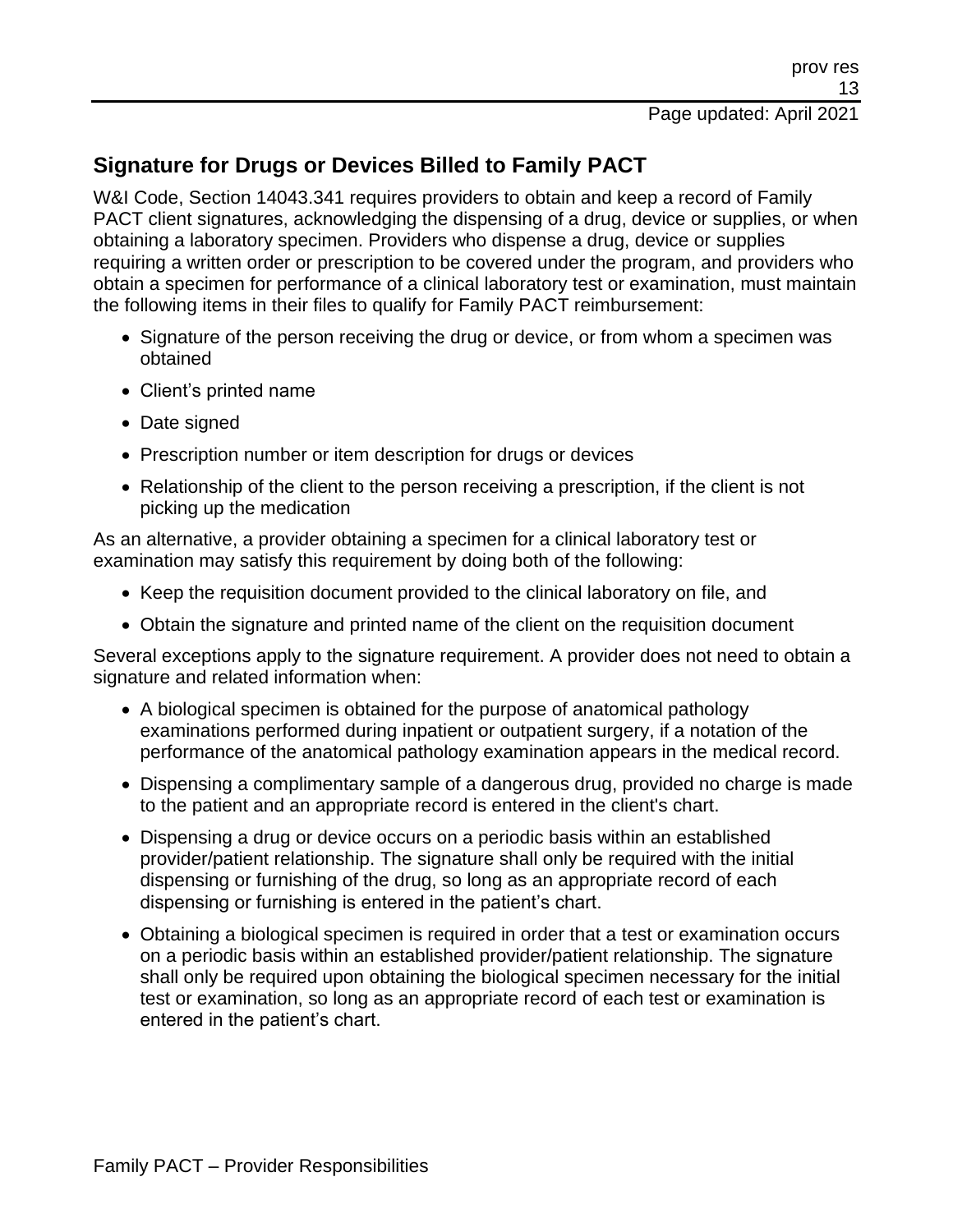## Signature for Drugs or Devices Billed to Family PACT

W&I Code, Section 14043.341 requires providers to obtain and keep a record of Family PACT client signatures, acknowledging the dispensing of a drug, device or supplies, or when obtaining a laboratory specimen. Providers who dispense a drug, device or supplies requiring a written order or prescription to be covered under the program, and providers who obtain a specimen for performance of a clinical laboratory test or examination, must maintain the following items in their files to qualify for Family PACT reimbursement:

- Signature of the person receiving the drug or device, or from whom a specimen was obtained
- Client's printed name
- Date signed
- Prescription number or item description for drugs or devices
- Relationship of the client to the person receiving a prescription, if the client is not picking up the medication

As an alternative, a provider obtaining a specimen for a clinical laboratory test or examination may satisfy this requirement by doing both of the following:

- Keep the requisition document provided to the clinical laboratory on file, and
- Obtain the signature and printed name of the client on the requisition document

Several exceptions apply to the signature requirement. A provider does not need to obtain a signature and related information when:

- A biological specimen is obtained for the purpose of anatomical pathology examinations performed during inpatient or outpatient surgery, if a notation of the performance of the anatomical pathology examination appears in the medical record.
- Dispensing a complimentary sample of a dangerous drug, provided no charge is made to the patient and an appropriate record is entered in the client's chart.
- Dispensing a drug or device occurs on a periodic basis within an established provider/patient relationship. The signature shall only be required with the initial dispensing or furnishing of the drug, so long as an appropriate record of each dispensing or furnishing is entered in the patient's chart.
- Obtaining a biological specimen is required in order that a test or examination occurs on a periodic basis within an established provider/patient relationship. The signature shall only be required upon obtaining the biological specimen necessary for the initial test or examination, so long as an appropriate record of each test or examination is entered in the patient's chart.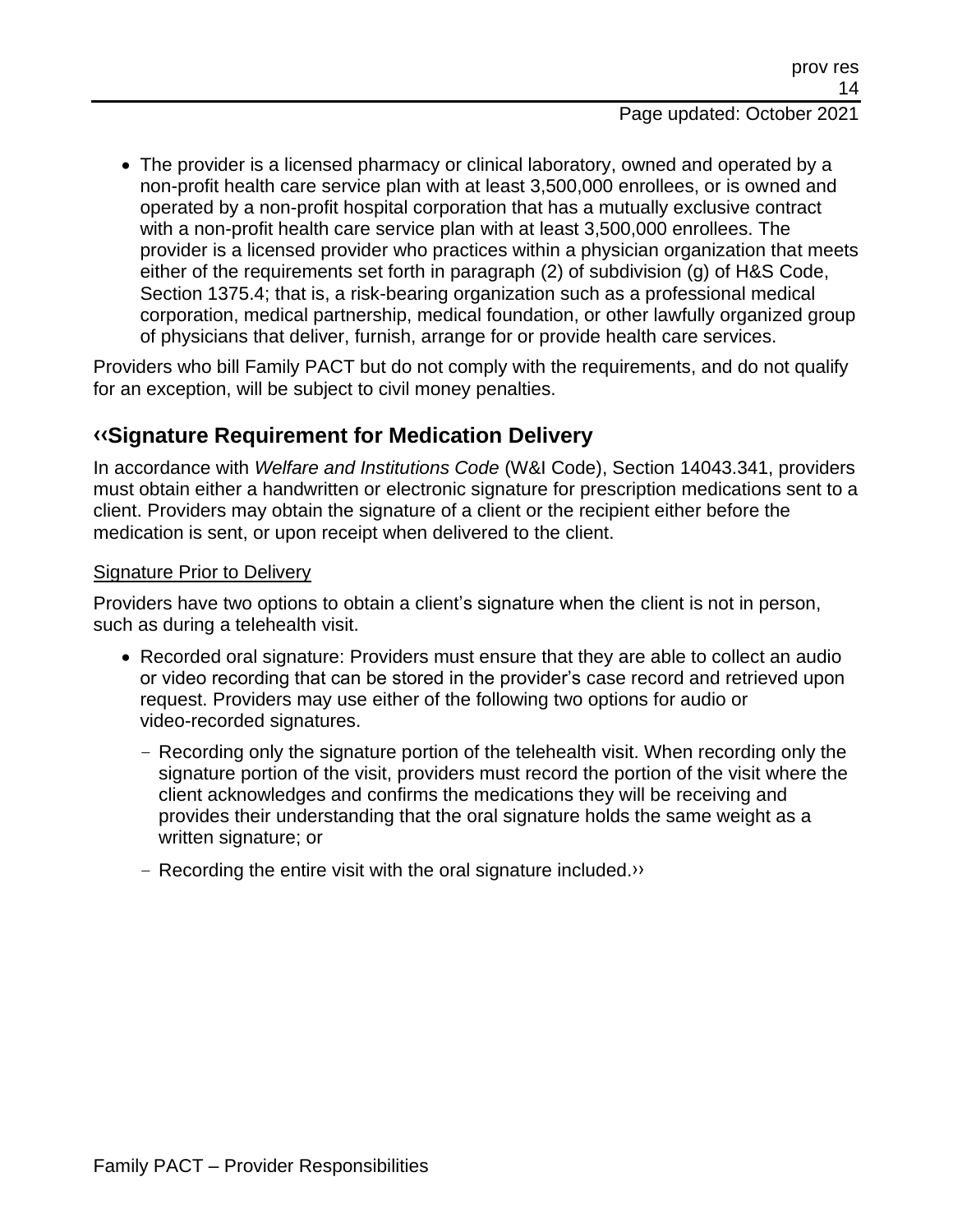- The provider is a licensed pharmacy or clinical laboratory, owned and operated by a non-profit health care service plan with at least 3,500,000 enrollees, or is owned and operated by a non-profit hospital corporation that has a mutually exclusive contract with a non-profit health care service plan with at least 3,500,000 enrollees. The provider is a licensed provider who practices within a physician organization that meets either of the requirements set forth in paragraph (2) of subdivision (g) of H&S Code, Section 1375.4; that is, a risk-bearing organization such as a professional medical corporation, medical partnership, medical foundation, or other lawfully organized group of physicians that deliver, furnish, arrange for or provide health care services.

Providers who bill Family PACT but do not comply with the requirements, and do not qualify for an exception, will be subject to civil money penalties.

## ‹‹Signature Requirement for Medication Delivery

In accordance with *Welfare and Institutions Code* (W&I Code), Section 14043.341, providers must obtain either a handwritten or electronic signature for prescription medications sent to a client. Providers may obtain the signature of a client or the recipient either before the medication is sent, or upon receipt when delivered to the client.

<u>Signature Prior to Delivery</u>

Providers have two options to obtain a client's signature when the client is not in person, such as during a telehealth visit.

- Recorded oral signature: Providers must ensure that they are able to collect an audio or video recording that can be stored in the provider's case record and retrieved upon request. Providers may use either of the following two options for audio or video-recorded signatures.
  - Recording only the signature portion of the telehealth visit. When recording only the signature portion of the visit, providers must record the portion of the visit where the client acknowledges and confirms the medications they will be receiving and provides their understanding that the oral signature holds the same weight as a written signature; or
  - Recording the entire visit with the oral signature included.››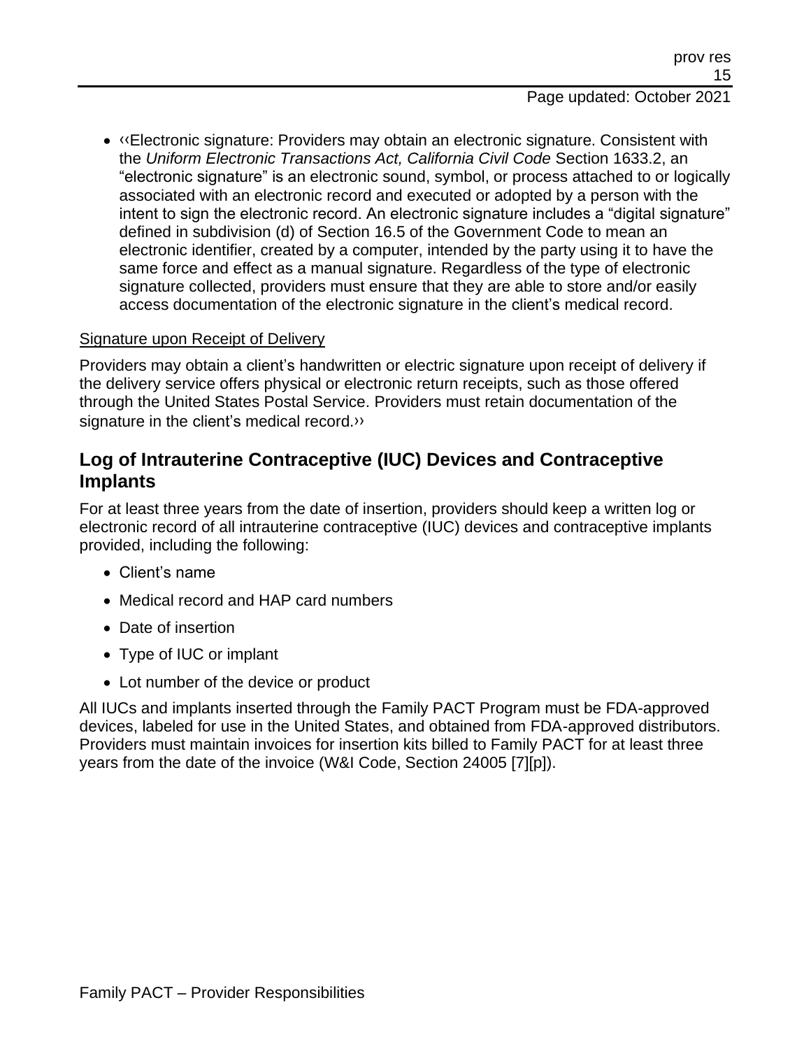- ‹‹Electronic signature: Providers may obtain an electronic signature. Consistent with the *Uniform Electronic Transactions Act, California Civil Code* Section 1633.2, an "electronic signature" is an electronic sound, symbol, or process attached to or logically associated with an electronic record and executed or adopted by a person with the intent to sign the electronic record. An electronic signature includes a "digital signature" defined in subdivision (d) of Section 16.5 of the Government Code to mean an electronic identifier, created by a computer, intended by the party using it to have the same force and effect as a manual signature. Regardless of the type of electronic signature collected, providers must ensure that they are able to store and/or easily access documentation of the electronic signature in the client's medical record.

Signature upon Receipt of Delivery

Providers may obtain a client's handwritten or electric signature upon receipt of delivery if the delivery service offers physical or electronic return receipts, such as those offered through the United States Postal Service. Providers must retain documentation of the signature in the client's medical record.››

## Log of Intrauterine Contraceptive (IUC) Devices and Contraceptive Implants

For at least three years from the date of insertion, providers should keep a written log or electronic record of all intrauterine contraceptive (IUC) devices and contraceptive implants provided, including the following:

- Client's name
- Medical record and HAP card numbers
- Date of insertion
- Type of IUC or implant
- Lot number of the device or product

All IUCs and implants inserted through the Family PACT Program must be FDA-approved devices, labeled for use in the United States, and obtained from FDA-approved distributors. Providers must maintain invoices for insertion kits billed to Family PACT for at least three years from the date of the invoice (W&I Code, Section 24005 [7][p]).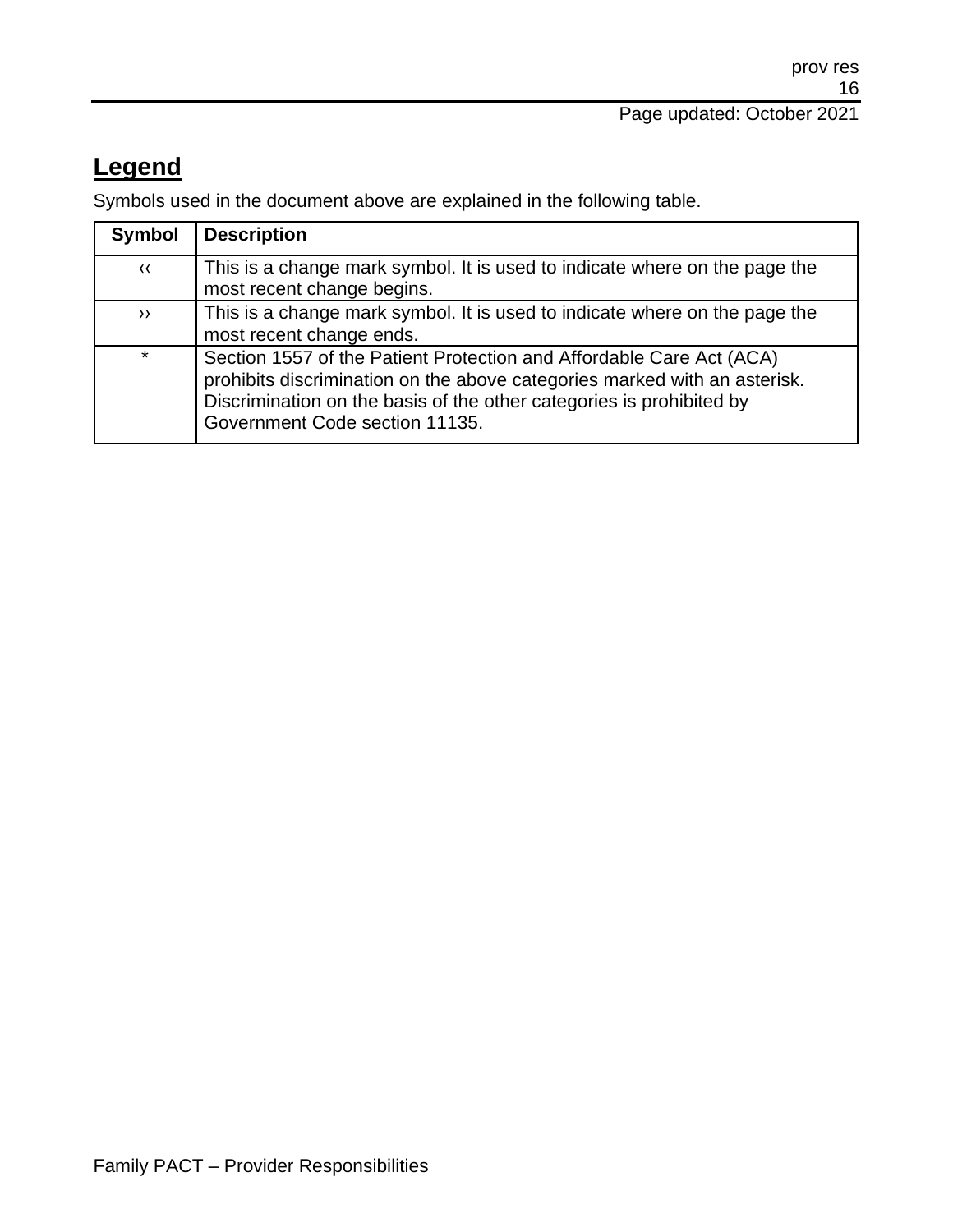## Legend

Symbols used in the document above are explained in the following table.

| Symbol | Description |
| --- | --- |
| ‹‹ | This is a change mark symbol. It is used to indicate where on the page the most recent change begins. |
| ›› | This is a change mark symbol. It is used to indicate where on the page the most recent change ends. |
| * | Section 1557 of the Patient Protection and Affordable Care Act (ACA) prohibits discrimination on the above categories marked with an asterisk. Discrimination on the basis of the other categories is prohibited by Government Code section 11135. |